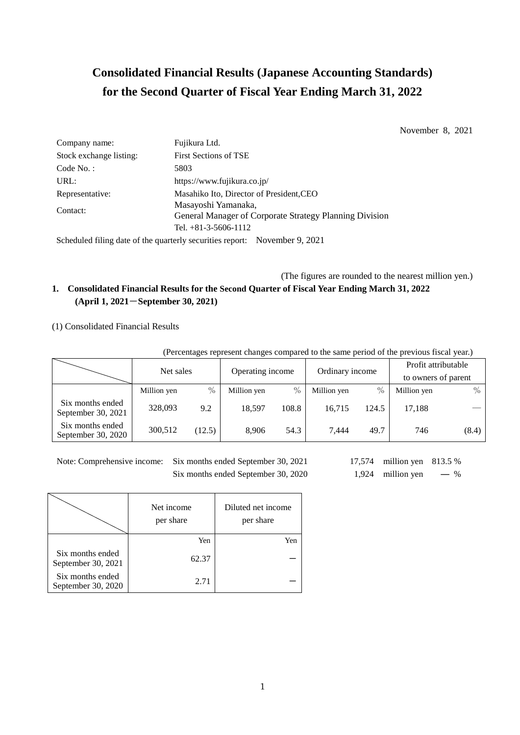# Consolidated Financial Results (Japanese Accounting Standards) for the Second Quarter of Fiscal Year Ending March 31, 2022

November 8, 2021

| | |
|---|---|
| Company name: | Fujikura Ltd. |
| Stock exchange listing: | First Sections of TSE |
| Code No. : | 5803 |
| URL: | https://www.fujikura.co.jp/ |
| Representative: | Masahiko Ito, Director of President,CEO |
| Contact: | Masayoshi Yamanaka, General Manager of Corporate Strategy Planning Division |
| | Tel. +81-3-5606-1112 |

Scheduled filing date of the quarterly securities report: November 9, 2021

(The figures are rounded to the nearest million yen.)

## 1. Consolidated Financial Results for the Second Quarter of Fiscal Year Ending March 31, 2022 (April 1, 2021－September 30, 2021)

(1) Consolidated Financial Results

(Percentages represent changes compared to the same period of the previous fiscal year.)

| | Net sales | | Operating income | | Ordinary income | | Profit attributable to owners of parent | |
|---|---|---|---|---|---|---|---|---|
| | Million yen | % | Million yen | % | Million yen | % | Million yen | % |
| Six months ended September 30, 2021 | 328,093 | 9.2 | 18,597 | 108.8 | 16,715 | 124.5 | 17,188 | — |
| Six months ended September 30, 2020 | 300,512 | (12.5) | 8,906 | 54.3 | 7,444 | 49.7 | 746 | (8.4) |

Note: Comprehensive income: Six months ended September 30, 2021 17,574 million yen 813.5 %
Six months ended September 30, 2020 1,924 million yen — %

| | Net income per share | Diluted net income per share |
|---|---|---|
| | Yen | Yen |
| Six months ended September 30, 2021 | 62.37 | ― |
| Six months ended September 30, 2020 | 2.71 | ― |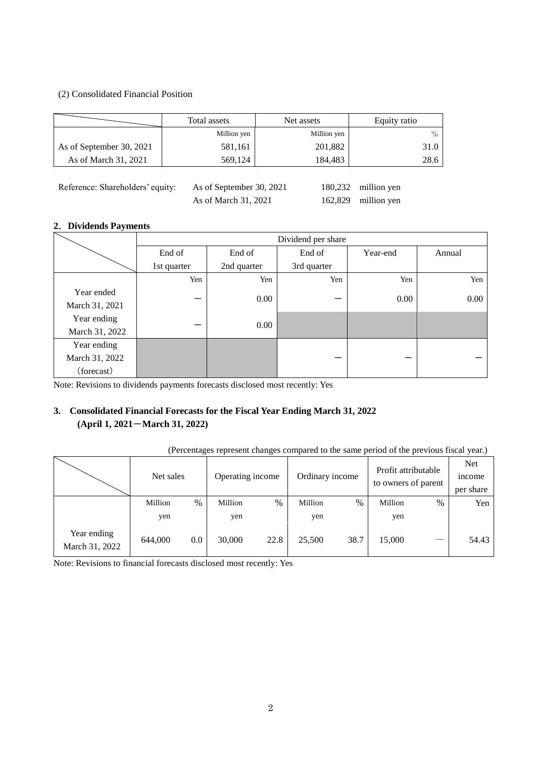(2) Consolidated Financial Position

| | Total assets | Net assets | Equity ratio |
|---|---|---|---|
| | Million yen | Million yen | % |
| As of September 30, 2021 | 581,161 | 201,882 | 31.0 |
| As of March 31, 2021 | 569,124 | 184,483 | 28.6 |

Reference: Shareholders' equity: As of September 30, 2021 180,232 million yen
As of March 31, 2021 162,829 million yen

## 2. Dividends Payments

| | Dividend per share | | | | |
|---|---|---|---|---|---|
| | End of 1st quarter | End of 2nd quarter | End of 3rd quarter | Year-end | Annual |
| | Yen | Yen | Yen | Yen | Yen |
| Year ended March 31, 2021 | ― | 0.00 | ― | 0.00 | 0.00 |
| Year ending March 31, 2022 | ― | 0.00 | | | |
| Year ending March 31, 2022 (forecast) | | | ― | ― | ― |

Note: Revisions to dividends payments forecasts disclosed most recently: Yes

## 3. Consolidated Financial Forecasts for the Fiscal Year Ending March 31, 2022 (April 1, 2021－March 31, 2022)

(Percentages represent changes compared to the same period of the previous fiscal year.)

| | Net sales | | Operating income | | Ordinary income | | Profit attributable to owners of parent | | Net income per share |
|---|---|---|---|---|---|---|---|---|---|
| | Million yen | % | Million yen | % | Million yen | % | Million yen | % | Yen |
| Year ending March 31, 2022 | 644,000 | 0.0 | 30,000 | 22.8 | 25,500 | 38.7 | 15,000 | ― | 54.43 |

Note: Revisions to financial forecasts disclosed most recently: Yes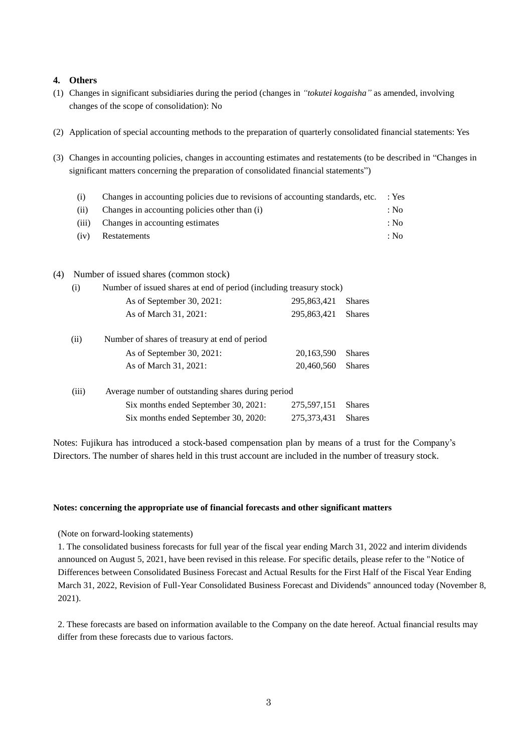## 4. Others

(1) Changes in significant subsidiaries during the period (changes in *"tokutei kogaisha"* as amended, involving changes of the scope of consolidation): No

(2) Application of special accounting methods to the preparation of quarterly consolidated financial statements: Yes

(3) Changes in accounting policies, changes in accounting estimates and restatements (to be described in "Changes in significant matters concerning the preparation of consolidated financial statements")

| | | |
|---|---|---|
| (i) | Changes in accounting policies due to revisions of accounting standards, etc. | : Yes |
| (ii) | Changes in accounting policies other than (i) | : No |
| (iii) | Changes in accounting estimates | : No |
| (iv) | Restatements | : No |

(4) Number of issued shares (common stock)

(i) Number of issued shares at end of period (including treasury stock)

| | | |
|---|---|---|
| As of September 30, 2021: | 295,863,421 | Shares |
| As of March 31, 2021: | 295,863,421 | Shares |

(ii) Number of shares of treasury at end of period

| | | |
|---|---|---|
| As of September 30, 2021: | 20,163,590 | Shares |
| As of March 31, 2021: | 20,460,560 | Shares |

(iii) Average number of outstanding shares during period

| | | |
|---|---|---|
| Six months ended September 30, 2021: | 275,597,151 | Shares |
| Six months ended September 30, 2020: | 275,373,431 | Shares |

Notes: Fujikura has introduced a stock-based compensation plan by means of a trust for the Company's Directors. The number of shares held in this trust account are included in the number of treasury stock.

**Notes: concerning the appropriate use of financial forecasts and other significant matters**

(Note on forward-looking statements)

1. The consolidated business forecasts for full year of the fiscal year ending March 31, 2022 and interim dividends announced on August 5, 2021, have been revised in this release. For specific details, please refer to the "Notice of Differences between Consolidated Business Forecast and Actual Results for the First Half of the Fiscal Year Ending March 31, 2022, Revision of Full-Year Consolidated Business Forecast and Dividends" announced today (November 8, 2021).

2. These forecasts are based on information available to the Company on the date hereof. Actual financial results may differ from these forecasts due to various factors.